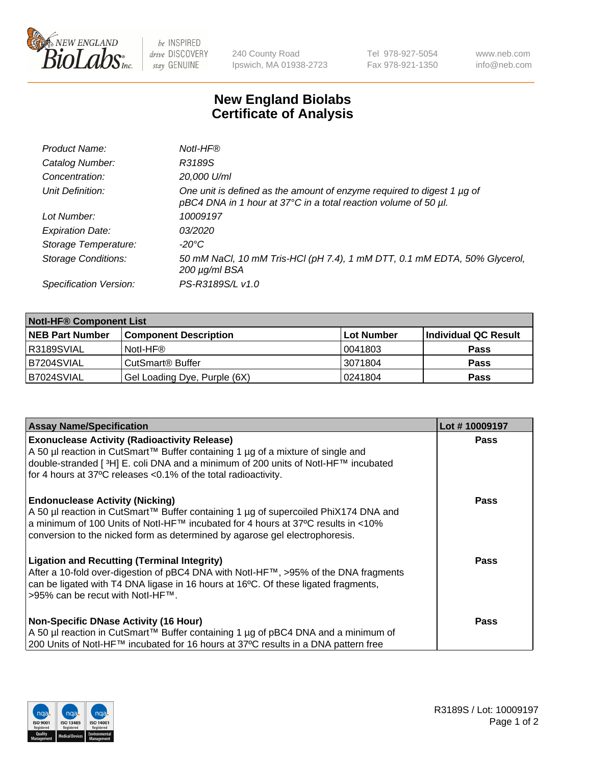# New England Biolabs Certificate of Analysis

| | |
|---|---|
| *Product Name:* | *NotI-HF®* |
| *Catalog Number:* | *R3189S* |
| *Concentration:* | *20,000 U/ml* |
| *Unit Definition:* | *One unit is defined as the amount of enzyme required to digest 1 µg of pBC4 DNA in 1 hour at 37°C in a total reaction volume of 50 µl.* |
| *Lot Number:* | *10009197* |
| *Expiration Date:* | *03/2020* |
| *Storage Temperature:* | *-20°C* |
| *Storage Conditions:* | *50 mM NaCl, 10 mM Tris-HCl (pH 7.4), 1 mM DTT, 0.1 mM EDTA, 50% Glycerol, 200 µg/ml BSA* |
| *Specification Version:* | *PS-R3189S/L v1.0* |

| NotI-HF® Component List | | | |
|---|---|---|---|
| **NEB Part Number** | **Component Description** | **Lot Number** | **Individual QC Result** |
| R3189SVIAL | NotI-HF® | 0041803 | **Pass** |
| B7204SVIAL | CutSmart® Buffer | 3071804 | **Pass** |
| B7024SVIAL | Gel Loading Dye, Purple (6X) | 0241804 | **Pass** |

| Assay Name/Specification | Lot # 10009197 |
|---|---|
| **Exonuclease Activity (Radioactivity Release)** A 50 µl reaction in CutSmart™ Buffer containing 1 µg of a mixture of single and double-stranded [ ³H] E. coli DNA and a minimum of 200 units of NotI-HF™ incubated for 4 hours at 37ºC releases <0.1% of the total radioactivity. | **Pass** |
| **Endonuclease Activity (Nicking)** A 50 µl reaction in CutSmart™ Buffer containing 1 µg of supercoiled PhiX174 DNA and a minimum of 100 Units of NotI-HF™ incubated for 4 hours at 37ºC results in <10% conversion to the nicked form as determined by agarose gel electrophoresis. | **Pass** |
| **Ligation and Recutting (Terminal Integrity)** After a 10-fold over-digestion of pBC4 DNA with NotI-HF™, >95% of the DNA fragments can be ligated with T4 DNA ligase in 16 hours at 16ºC. Of these ligated fragments, >95% can be recut with NotI-HF™. | **Pass** |
| **Non-Specific DNase Activity (16 Hour)** A 50 µl reaction in CutSmart™ Buffer containing 1 µg of pBC4 DNA and a minimum of 200 Units of NotI-HF™ incubated for 16 hours at 37ºC results in a DNA pattern free | **Pass** |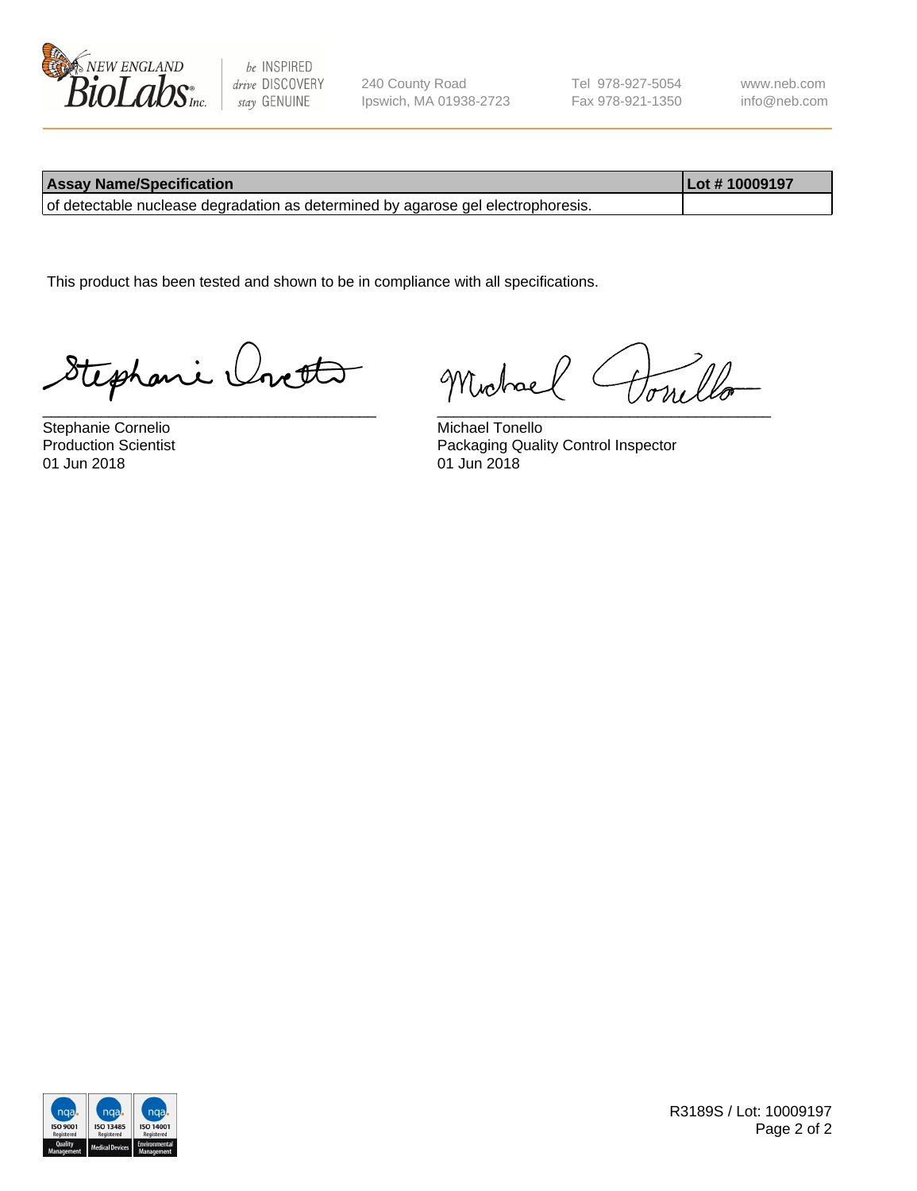| Assay Name/Specification | Lot # 10009197 |
|---|---|
| of detectable nuclease degradation as determined by agarose gel electrophoresis. | |

This product has been tested and shown to be in compliance with all specifications.

Stephanie Cornelio
Production Scientist
01 Jun 2018

Michael Tonello
Packaging Quality Control Inspector
01 Jun 2018

R3189S / Lot: 10009197